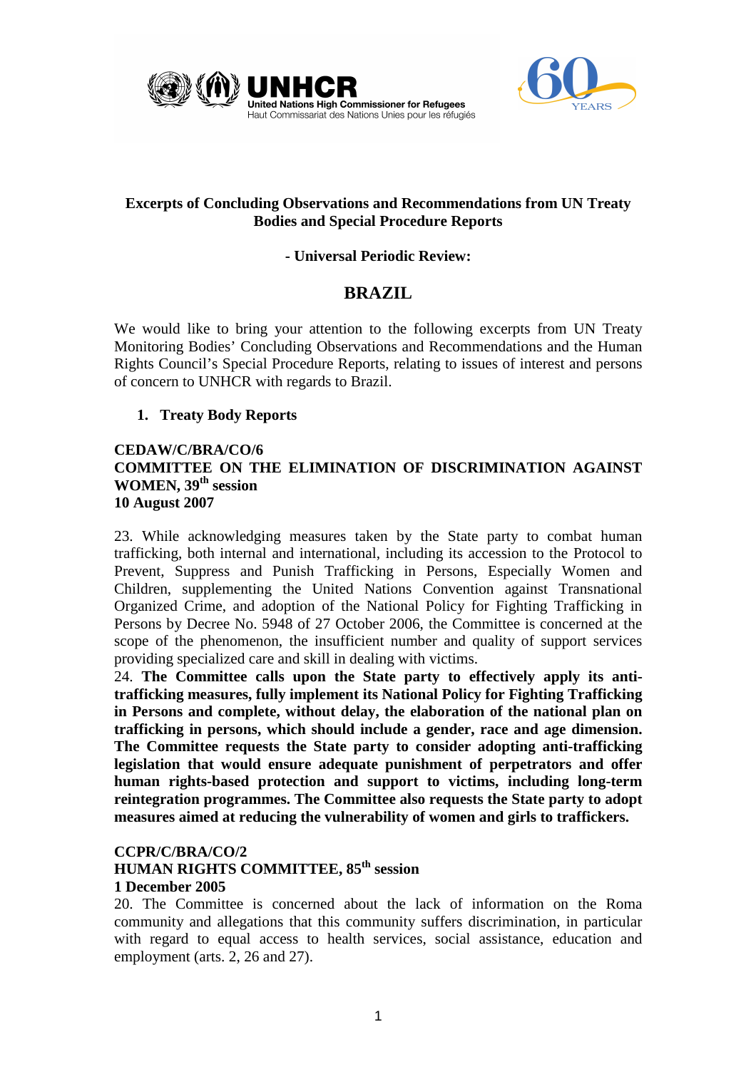United Nations High Commissioner for Refugees
Haut Commissariat des Nations Unies pour les réfugiés

**Excerpts of Concluding Observations and Recommendations from UN Treaty Bodies and Special Procedure Reports**

**- Universal Periodic Review:**

## BRAZIL

We would like to bring your attention to the following excerpts from UN Treaty Monitoring Bodies' Concluding Observations and Recommendations and the Human Rights Council's Special Procedure Reports, relating to issues of interest and persons of concern to UNHCR with regards to Brazil.

### 1. Treaty Body Reports

**CEDAW/C/BRA/CO/6**
**COMMITTEE ON THE ELIMINATION OF DISCRIMINATION AGAINST WOMEN, 39th session**
**10 August 2007**

23. While acknowledging measures taken by the State party to combat human trafficking, both internal and international, including its accession to the Protocol to Prevent, Suppress and Punish Trafficking in Persons, Especially Women and Children, supplementing the United Nations Convention against Transnational Organized Crime, and adoption of the National Policy for Fighting Trafficking in Persons by Decree No. 5948 of 27 October 2006, the Committee is concerned at the scope of the phenomenon, the insufficient number and quality of support services providing specialized care and skill in dealing with victims.

24. **The Committee calls upon the State party to effectively apply its anti-trafficking measures, fully implement its National Policy for Fighting Trafficking in Persons and complete, without delay, the elaboration of the national plan on trafficking in persons, which should include a gender, race and age dimension. The Committee requests the State party to consider adopting anti-trafficking legislation that would ensure adequate punishment of perpetrators and offer human rights-based protection and support to victims, including long-term reintegration programmes. The Committee also requests the State party to adopt measures aimed at reducing the vulnerability of women and girls to traffickers.**

**CCPR/C/BRA/CO/2**
**HUMAN RIGHTS COMMITTEE, 85th session**
**1 December 2005**

20. The Committee is concerned about the lack of information on the Roma community and allegations that this community suffers discrimination, in particular with regard to equal access to health services, social assistance, education and employment (arts. 2, 26 and 27).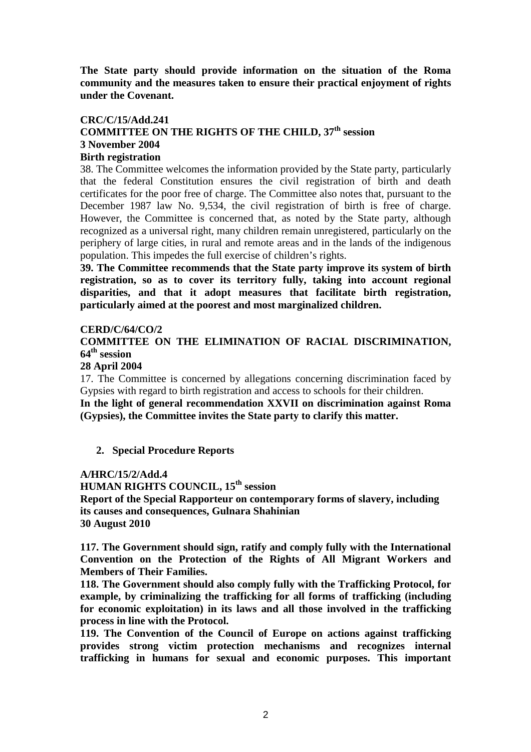**The State party should provide information on the situation of the Roma community and the measures taken to ensure their practical enjoyment of rights under the Covenant.**

**CRC/C/15/Add.241**
**COMMITTEE ON THE RIGHTS OF THE CHILD, 37th session**
**3 November 2004**
**Birth registration**

38. The Committee welcomes the information provided by the State party, particularly that the federal Constitution ensures the civil registration of birth and death certificates for the poor free of charge. The Committee also notes that, pursuant to the December 1987 law No. 9,534, the civil registration of birth is free of charge. However, the Committee is concerned that, as noted by the State party, although recognized as a universal right, many children remain unregistered, particularly on the periphery of large cities, in rural and remote areas and in the lands of the indigenous population. This impedes the full exercise of children's rights.

**39. The Committee recommends that the State party improve its system of birth registration, so as to cover its territory fully, taking into account regional disparities, and that it adopt measures that facilitate birth registration, particularly aimed at the poorest and most marginalized children.**

**CERD/C/64/CO/2**
**COMMITTEE ON THE ELIMINATION OF RACIAL DISCRIMINATION, 64th session**
**28 April 2004**

17. The Committee is concerned by allegations concerning discrimination faced by Gypsies with regard to birth registration and access to schools for their children.

**In the light of general recommendation XXVII on discrimination against Roma (Gypsies), the Committee invites the State party to clarify this matter.**

## 2. Special Procedure Reports

**A/HRC/15/2/Add.4**
**HUMAN RIGHTS COUNCIL, 15th session**
**Report of the Special Rapporteur on contemporary forms of slavery, including its causes and consequences, Gulnara Shahinian**
**30 August 2010**

**117. The Government should sign, ratify and comply fully with the International Convention on the Protection of the Rights of All Migrant Workers and Members of Their Families.**

**118. The Government should also comply fully with the Trafficking Protocol, for example, by criminalizing the trafficking for all forms of trafficking (including for economic exploitation) in its laws and all those involved in the trafficking process in line with the Protocol.**

**119. The Convention of the Council of Europe on actions against trafficking provides strong victim protection mechanisms and recognizes internal trafficking in humans for sexual and economic purposes. This important**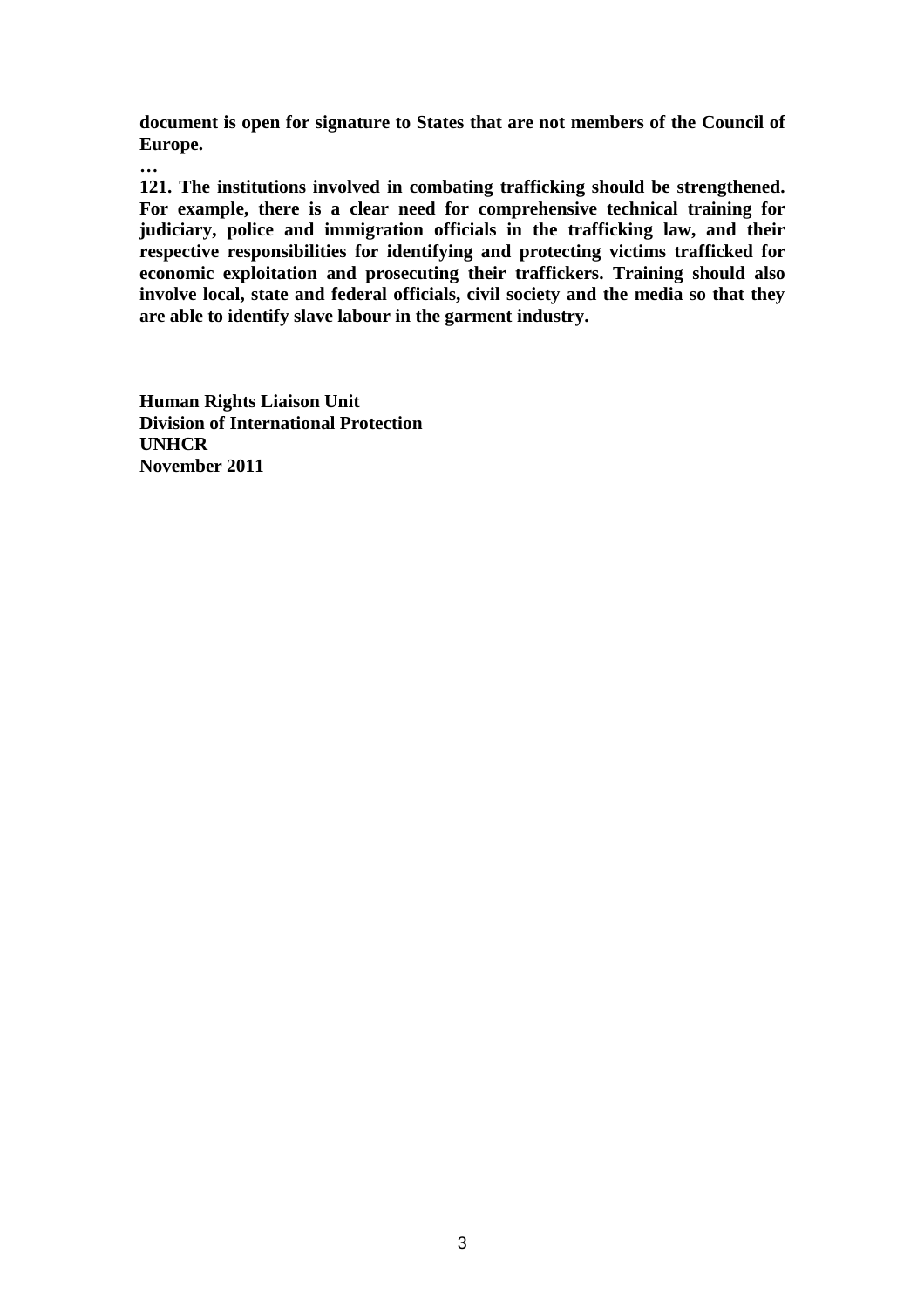**document is open for signature to States that are not members of the Council of Europe.**

**…**

**121. The institutions involved in combating trafficking should be strengthened. For example, there is a clear need for comprehensive technical training for judiciary, police and immigration officials in the trafficking law, and their respective responsibilities for identifying and protecting victims trafficked for economic exploitation and prosecuting their traffickers. Training should also involve local, state and federal officials, civil society and the media so that they are able to identify slave labour in the garment industry.**

**Human Rights Liaison Unit**
**Division of International Protection**
**UNHCR**
**November 2011**